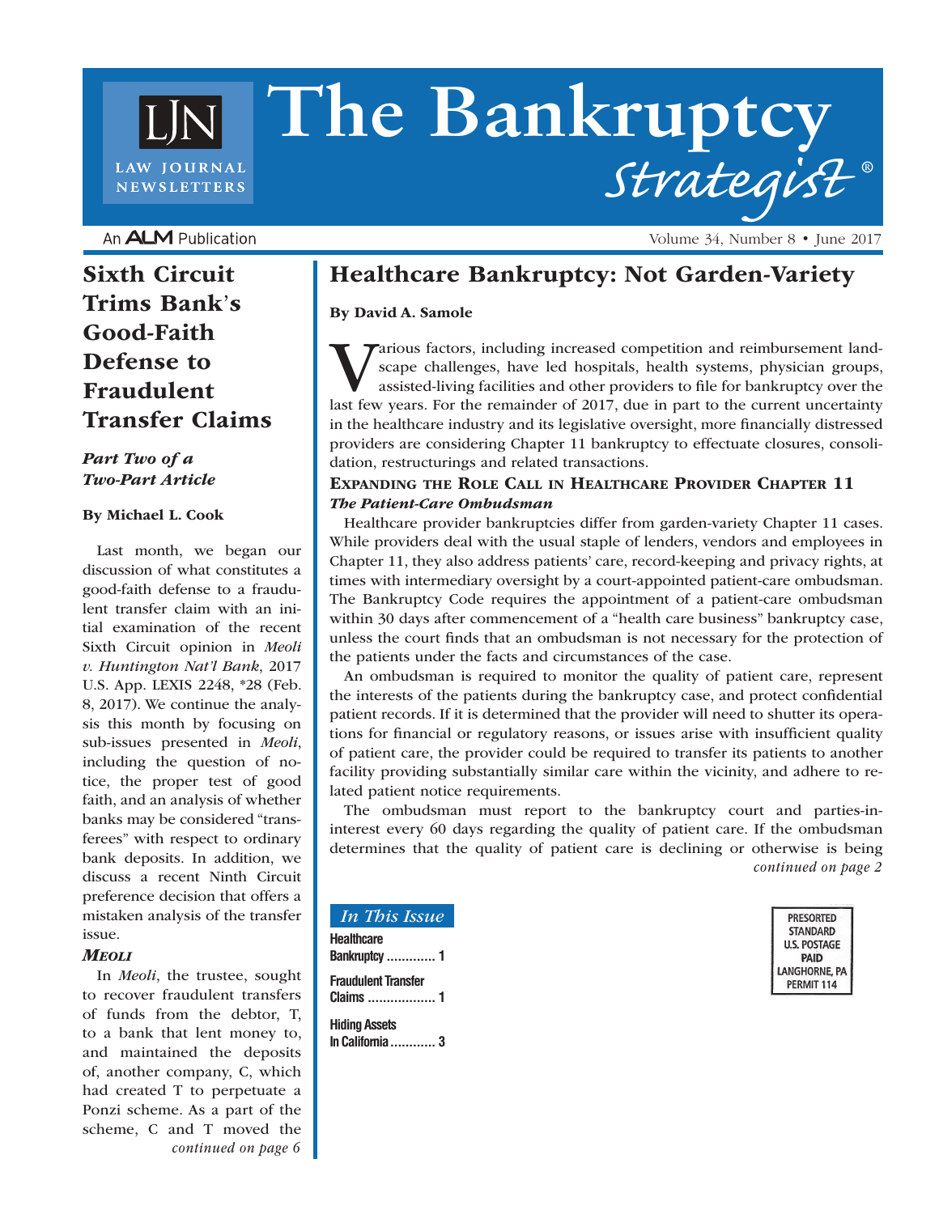# The Bankruptcy Strategist®

LAW JOURNAL NEWSLETTERS

An ALM Publication

Volume 34, Number 8 • June 2017

## Healthcare Bankruptcy: Not Garden-Variety

**By David A. Samole**

Various factors, including increased competition and reimbursement landscape challenges, have led hospitals, health systems, physician groups, assisted-living facilities and other providers to file for bankruptcy over the last few years. For the remainder of 2017, due in part to the current uncertainty in the healthcare industry and its legislative oversight, more financially distressed providers are considering Chapter 11 bankruptcy to effectuate closures, consolidation, restructurings and related transactions.

### Expanding the Role Call in Healthcare Provider Chapter 11

***The Patient-Care Ombudsman***

Healthcare provider bankruptcies differ from garden-variety Chapter 11 cases. While providers deal with the usual staple of lenders, vendors and employees in Chapter 11, they also address patients' care, record-keeping and privacy rights, at times with intermediary oversight by a court-appointed patient-care ombudsman. The Bankruptcy Code requires the appointment of a patient-care ombudsman within 30 days after commencement of a "health care business" bankruptcy case, unless the court finds that an ombudsman is not necessary for the protection of the patients under the facts and circumstances of the case.

An ombudsman is required to monitor the quality of patient care, represent the interests of the patients during the bankruptcy case, and protect confidential patient records. If it is determined that the provider will need to shutter its operations for financial or regulatory reasons, or issues arise with insufficient quality of patient care, the provider could be required to transfer its patients to another facility providing substantially similar care within the vicinity, and adhere to related patient notice requirements.

The ombudsman must report to the bankruptcy court and parties-in-interest every 60 days regarding the quality of patient care. If the ombudsman determines that the quality of patient care is declining or otherwise is being

*continued on page 2*

## Sixth Circuit Trims Bank's Good-Faith Defense to Fraudulent Transfer Claims

***Part Two of a Two-Part Article***

**By Michael L. Cook**

Last month, we began our discussion of what constitutes a good-faith defense to a fraudulent transfer claim with an initial examination of the recent Sixth Circuit opinion in *Meoli v. Huntington Nat'l Bank*, 2017 U.S. App. LEXIS 2248, *28 (Feb. 8, 2017). We continue the analysis this month by focusing on sub-issues presented in *Meoli*, including the question of notice, the proper test of good faith, and an analysis of whether banks may be considered "transferees" with respect to ordinary bank deposits. In addition, we discuss a recent Ninth Circuit preference decision that offers a mistaken analysis of the transfer issue.

***Meoli***

In *Meoli*, the trustee, sought to recover fraudulent transfers of funds from the debtor, T, to a bank that lent money to, and maintained the deposits of, another company, C, which had created T to perpetuate a Ponzi scheme. As a part of the scheme, C and T moved the

*continued on page 6*

*In This Issue*

Healthcare Bankruptcy ............ 1

Fraudulent Transfer Claims .................. 1

Hiding Assets In California............ 3

PRESORTED STANDARD U.S. POSTAGE PAID LANGHORNE, PA PERMIT 114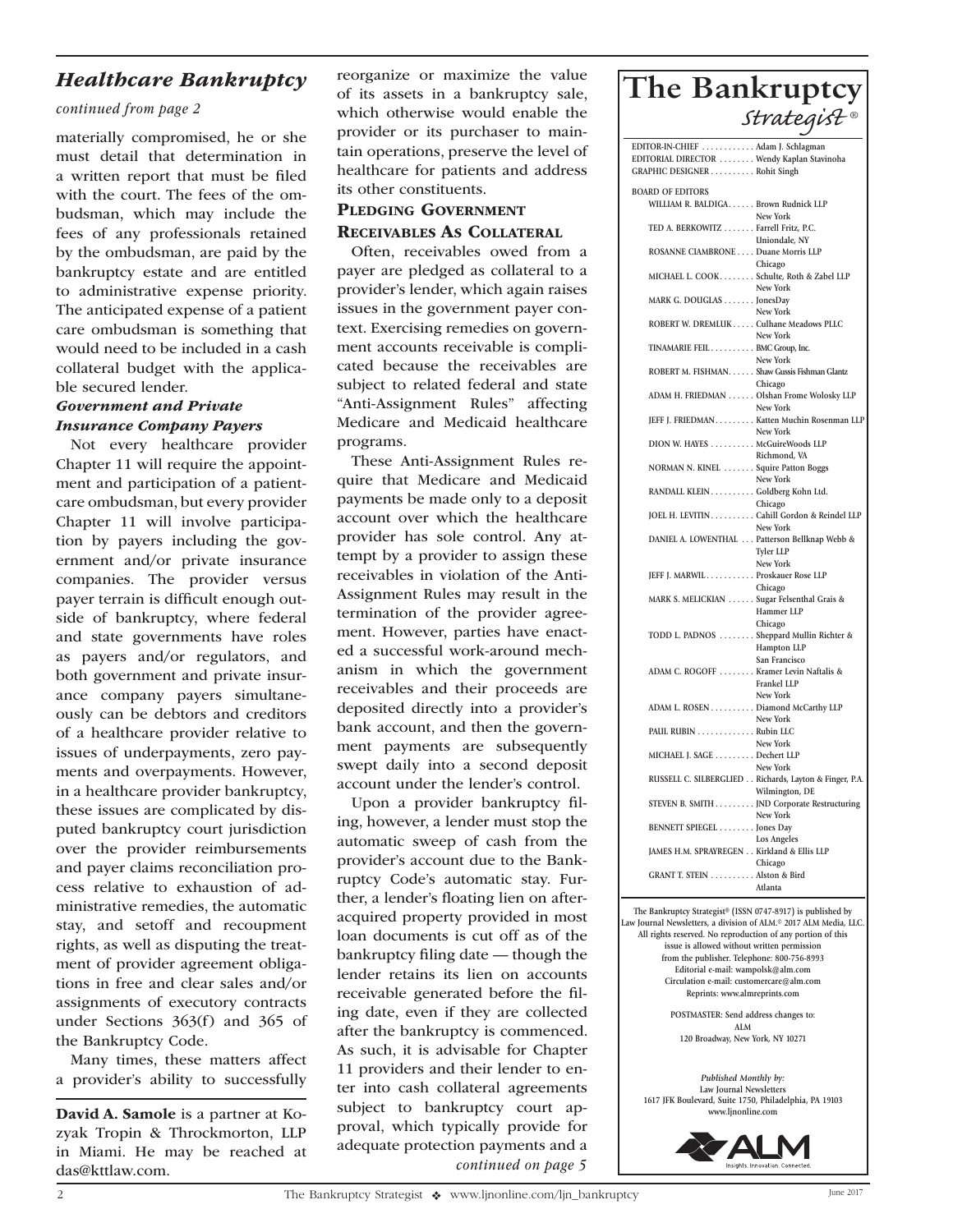## *Healthcare Bankruptcy*

*continued from page 2*

materially compromised, he or she must detail that determination in a written report that must be filed with the court. The fees of the ombudsman, which may include the fees of any professionals retained by the ombudsman, are paid by the bankruptcy estate and are entitled to administrative expense priority. The anticipated expense of a patient care ombudsman is something that would need to be included in a cash collateral budget with the applicable secured lender.

### *Government and Private Insurance Company Payers*

Not every healthcare provider Chapter 11 will require the appointment and participation of a patient-care ombudsman, but every provider Chapter 11 will involve participation by payers including the government and/or private insurance companies. The provider versus payer terrain is difficult enough outside of bankruptcy, where federal and state governments have roles as payers and/or regulators, and both government and private insurance company payers simultaneously can be debtors and creditors of a healthcare provider relative to issues of underpayments, zero payments and overpayments. However, in a healthcare provider bankruptcy, these issues are complicated by disputed bankruptcy court jurisdiction over the provider reimbursements and payer claims reconciliation process relative to exhaustion of administrative remedies, the automatic stay, and setoff and recoupment rights, as well as disputing the treatment of provider agreement obligations in free and clear sales and/or assignments of executory contracts under Sections 363(f) and 365 of the Bankruptcy Code.

Many times, these matters affect a provider's ability to successfully reorganize or maximize the value of its assets in a bankruptcy sale, which otherwise would enable the provider or its purchaser to maintain operations, preserve the level of healthcare for patients and address its other constituents.

### Pledging Government Receivables As Collateral

Often, receivables owed from a payer are pledged as collateral to a provider's lender, which again raises issues in the government payer context. Exercising remedies on government accounts receivable is complicated because the receivables are subject to related federal and state "Anti-Assignment Rules" affecting Medicare and Medicaid healthcare programs.

These Anti-Assignment Rules require that Medicare and Medicaid payments be made only to a deposit account over which the healthcare provider has sole control. Any attempt by a provider to assign these receivables in violation of the Anti-Assignment Rules may result in the termination of the provider agreement. However, parties have enacted a successful work-around mechanism in which the government receivables and their proceeds are deposited directly into a provider's bank account, and then the government payments are subsequently swept daily into a second deposit account under the lender's control.

Upon a provider bankruptcy filing, however, a lender must stop the automatic sweep of cash from the provider's account due to the Bankruptcy Code's automatic stay. Further, a lender's floating lien on after-acquired property provided in most loan documents is cut off as of the bankruptcy filing date — though the lender retains its lien on accounts receivable generated before the filing date, even if they are collected after the bankruptcy is commenced. As such, it is advisable for Chapter 11 providers and their lender to enter into cash collateral agreements subject to bankruptcy court approval, which typically provide for adequate protection payments and a

*continued on page 5*

---

**David A. Samole** is a partner at Kozyak Tropin & Throckmorton, LLP in Miami. He may be reached at das@kttlaw.com.

---

# The Bankruptcy *Strategist*®

EDITOR-IN-CHIEF . . . . . . . . . . . . Adam J. Schlagman
EDITORIAL DIRECTOR . . . . . . . . Wendy Kaplan Stavinoha
GRAPHIC DESIGNER . . . . . . . . . . Rohit Singh

BOARD OF EDITORS

| | |
|---|---|
| WILLIAM R. BALDIGA | Brown Rudnick LLP, New York |
| TED A. BERKOWITZ | Farrell Fritz, P.C., Uniondale, NY |
| ROSANNE CIAMBRONE | Duane Morris LLP, Chicago |
| MICHAEL L. COOK | Schulte, Roth & Zabel LLP, New York |
| MARK G. DOUGLAS | JonesDay, New York |
| ROBERT W. DREMLUK | Culhane Meadows PLLC, New York |
| TINAMARIE FEIL | BMC Group, Inc., New York |
| ROBERT M. FISHMAN | Shaw Gussis Fishman Glantz, Chicago |
| ADAM H. FRIEDMAN | Olshan Frome Wolosky LLP, New York |
| JEFF J. FRIEDMAN | Katten Muchin Rosenman LLP, New York |
| DION W. HAYES | McGuireWoods LLP, Richmond, VA |
| NORMAN N. KINEL | Squire Patton Boggs, New York |
| RANDALL KLEIN | Goldberg Kohn Ltd., Chicago |
| JOEL H. LEVITIN | Cahill Gordon & Reindel LLP, New York |
| DANIEL A. LOWENTHAL | Patterson Bellknap Webb & Tyler LLP, New York |
| JEFF J. MARWIL | Proskauer Rose LLP, Chicago |
| MARK S. MELICKIAN | Sugar Felsenthal Grais & Hammer LLP, Chicago |
| TODD L. PADNOS | Sheppard Mullin Richter & Hampton LLP, San Francisco |
| ADAM C. ROGOFF | Kramer Levin Naftalis & Frankel LLP, New York |
| ADAM L. ROSEN | Diamond McCarthy LLP, New York |
| PAUL RUBIN | Rubin LLC, New York |
| MICHAEL J. SAGE | Dechert LLP, New York |
| RUSSELL C. SILBERGLIED | Richards, Layton & Finger, P.A., Wilmington, DE |
| STEVEN B. SMITH | JND Corporate Restructuring, New York |
| BENNETT SPIEGEL | Jones Day, Los Angeles |
| JAMES H.M. SPRAYREGEN | Kirkland & Ellis LLP, Chicago |
| GRANT T. STEIN | Alston & Bird, Atlanta |

The Bankruptcy Strategist® (ISSN 0747-8917) is published by Law Journal Newsletters, a division of ALM.© 2017 ALM Media, LLC. All rights reserved. No reproduction of any portion of this issue is allowed without written permission from the publisher. Telephone: 800-756-8993
Editorial e-mail: wampolsk@alm.com
Circulation e-mail: customercare@alm.com
Reprints: www.almreprints.com

POSTMASTER: Send address changes to:
ALM
120 Broadway, New York, NY 10271

*Published Monthly by:*
Law Journal Newsletters
1617 JFK Boulevard, Suite 1750, Philadelphia, PA 19103
www.ljnonline.com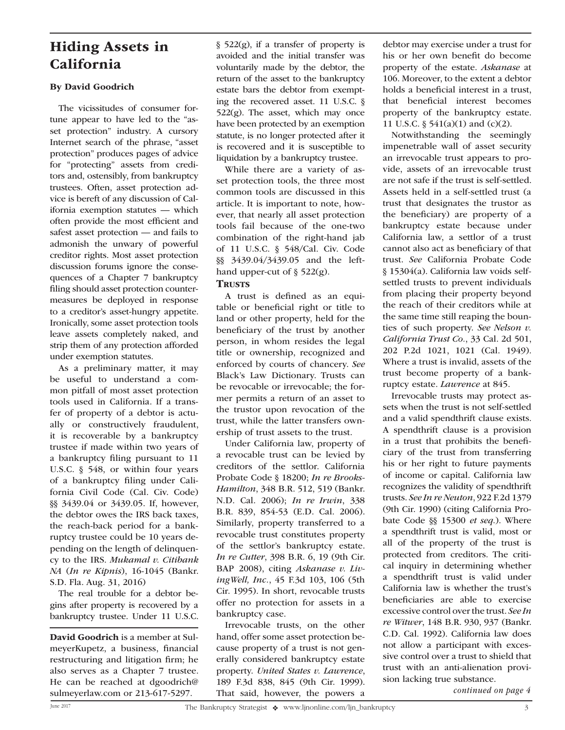# Hiding Assets in California

**By David Goodrich**

The vicissitudes of consumer fortune appear to have led to the "asset protection" industry. A cursory Internet search of the phrase, "asset protection" produces pages of advice for "protecting" assets from creditors and, ostensibly, from bankruptcy trustees. Often, asset protection advice is bereft of any discussion of California exemption statutes — which often provide the most efficient and safest asset protection — and fails to admonish the unwary of powerful creditor rights. Most asset protection discussion forums ignore the consequences of a Chapter 7 bankruptcy filing should asset protection countermeasures be deployed in response to a creditor's asset-hungry appetite. Ironically, some asset protection tools leave assets completely naked, and strip them of any protection afforded under exemption statutes.

As a preliminary matter, it may be useful to understand a common pitfall of most asset protection tools used in California. If a transfer of property of a debtor is actually or constructively fraudulent, it is recoverable by a bankruptcy trustee if made within two years of a bankruptcy filing pursuant to 11 U.S.C. § 548, or within four years of a bankruptcy filing under California Civil Code (Cal. Civ. Code) §§ 3439.04 or 3439.05. If, however, the debtor owes the IRS back taxes, the reach-back period for a bankruptcy trustee could be 10 years depending on the length of delinquency to the IRS. *Mukamal v. Citibank NA* (*In re Kipnis*), 16-1045 (Bankr. S.D. Fla. Aug. 31, 2016)

The real trouble for a debtor begins after property is recovered by a bankruptcy trustee. Under 11 U.S.C. § 522(g), if a transfer of property is avoided and the initial transfer was voluntarily made by the debtor, the return of the asset to the bankruptcy estate bars the debtor from exempting the recovered asset. 11 U.S.C. § 522(g). The asset, which may once have been protected by an exemption statute, is no longer protected after it is recovered and it is susceptible to liquidation by a bankruptcy trustee.

While there are a variety of asset protection tools, the three most common tools are discussed in this article. It is important to note, however, that nearly all asset protection tools fail because of the one-two combination of the right-hand jab of 11 U.S.C. § 548/Cal. Civ. Code §§ 3439.04/3439.05 and the left-hand upper-cut of § 522(g).

## Trusts

A trust is defined as an equitable or beneficial right or title to land or other property, held for the beneficiary of the trust by another person, in whom resides the legal title or ownership, recognized and enforced by courts of chancery. *See* Black's Law Dictionary. Trusts can be revocable or irrevocable; the former permits a return of an asset to the trustor upon revocation of the trust, while the latter transfers ownership of trust assets to the trust.

Under California law, property of a revocable trust can be levied by creditors of the settlor. California Probate Code § 18200; *In re Brooks-Hamilton*, 348 B.R. 512, 519 (Bankr. N.D. Cal. 2006); *In re Irwin*, 338 B.R. 839, 854-53 (E.D. Cal. 2006). Similarly, property transferred to a revocable trust constitutes property of the settlor's bankruptcy estate. *In re Cutter*, 398 B.R. 6, 19 (9th Cir. BAP 2008), citing *Askanase v. LivingWell, Inc.*, 45 F.3d 103, 106 (5th Cir. 1995). In short, revocable trusts offer no protection for assets in a bankruptcy case.

Irrevocable trusts, on the other hand, offer some asset protection because property of a trust is not generally considered bankruptcy estate property. *United States v. Lawrence*, 189 F.3d 838, 845 (9th Cir. 1999). That said, however, the powers a debtor may exercise under a trust for his or her own benefit do become property of the estate. *Askanase* at 106. Moreover, to the extent a debtor holds a beneficial interest in a trust, that beneficial interest becomes property of the bankruptcy estate. 11 U.S.C. § 541(a)(1) and (c)(2).

Notwithstanding the seemingly impenetrable wall of asset security an irrevocable trust appears to provide, assets of an irrevocable trust are not safe if the trust is self-settled. Assets held in a self-settled trust (a trust that designates the trustor as the beneficiary) are property of a bankruptcy estate because under California law, a settlor of a trust cannot also act as beneficiary of that trust. *See* California Probate Code § 15304(a). California law voids self-settled trusts to prevent individuals from placing their property beyond the reach of their creditors while at the same time still reaping the bounties of such property. *See Nelson v. California Trust Co.*, 33 Cal. 2d 501, 202 P.2d 1021, 1021 (Cal. 1949). Where a trust is invalid, assets of the trust become property of a bankruptcy estate. *Lawrence* at 845.

Irrevocable trusts may protect assets when the trust is not self-settled and a valid spendthrift clause exists. A spendthrift clause is a provision in a trust that prohibits the beneficiary of the trust from transferring his or her right to future payments of income or capital. California law recognizes the validity of spendthrift trusts. *See In re Neuton*, 922 F.2d 1379 (9th Cir. 1990) (citing California Probate Code §§ 15300 *et seq.*). Where a spendthrift trust is valid, most or all of the property of the trust is protected from creditors. The critical inquiry in determining whether a spendthrift trust is valid under California law is whether the trust's beneficiaries are able to exercise excessive control over the trust. *See In re Witwer*, 148 B.R. 930, 937 (Bankr. C.D. Cal. 1992). California law does not allow a participant with excessive control over a trust to shield that trust with an anti-alienation provision lacking true substance.

*continued on page 4*

---

**David Goodrich** is a member at SulmeyerKupetz, a business, financial restructuring and litigation firm; he also serves as a Chapter 7 trustee. He can be reached at dgoodrich@sulmeyerlaw.com or 213-617-5297.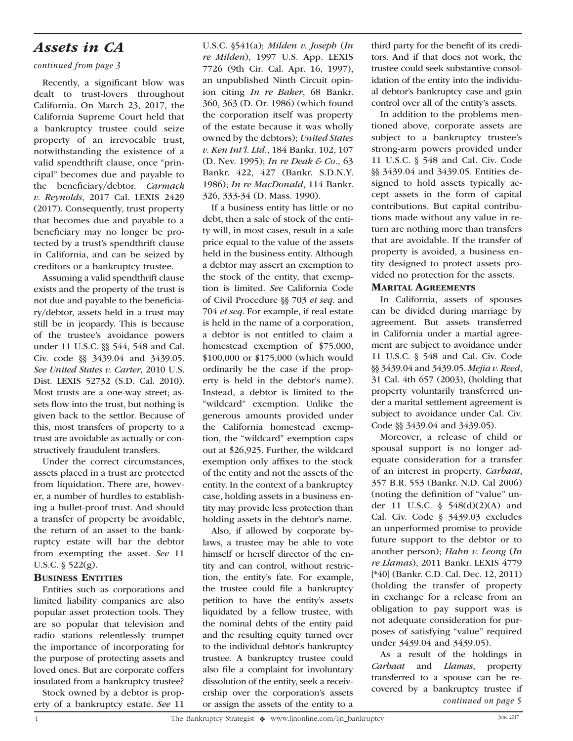## Assets in CA

*continued from page 3*

Recently, a significant blow was dealt to trust-lovers throughout California. On March 23, 2017, the California Supreme Court held that a bankruptcy trustee could seize property of an irrevocable trust, notwithstanding the existence of a valid spendthrift clause, once "principal" becomes due and payable to the beneficiary/debtor. *Carmack v. Reynolds*, 2017 Cal. LEXIS 2429 (2017). Consequently, trust property that becomes due and payable to a beneficiary may no longer be protected by a trust's spendthrift clause in California, and can be seized by creditors or a bankruptcy trustee.

Assuming a valid spendthrift clause exists and the property of the trust is not due and payable to the beneficiary/debtor, assets held in a trust may still be in jeopardy. This is because of the trustee's avoidance powers under 11 U.S.C. §§ 544, 548 and Cal. Civ. code §§ 3439.04 and 3439.05. *See United States v. Carter*, 2010 U.S. Dist. LEXIS 52732 (S.D. Cal. 2010). Most trusts are a one-way street; assets flow into the trust, but nothing is given back to the settlor. Because of this, most transfers of property to a trust are avoidable as actually or constructively fraudulent transfers.

Under the correct circumstances, assets placed in a trust are protected from liquidation. There are, however, a number of hurdles to establishing a bullet-proof trust. And should a transfer of property be avoidable, the return of an asset to the bankruptcy estate will bar the debtor from exempting the asset. *See* 11 U.S.C. § 522(g).

### Business Entities

Entities such as corporations and limited liability companies are also popular asset protection tools. They are so popular that television and radio stations relentlessly trumpet the importance of incorporating for the purpose of protecting assets and loved ones. But are corporate coffers insulated from a bankruptcy trustee?

Stock owned by a debtor is property of a bankruptcy estate. *See* 11 U.S.C. §541(a); *Milden v. Joseph* (*In re Milden*), 1997 U.S. App. LEXIS 7726 (9th Cir. Cal. Apr. 16, 1997), an unpublished Ninth Circuit opinion citing *In re Baker*, 68 Bankr. 360, 363 (D. Or. 1986) (which found the corporation itself was property of the estate because it was wholly owned by the debtors); *United States v. Ken Int'l. Ltd.*, 184 Bankr. 102, 107 (D. Nev. 1995); *In re Deak & Co.*, 63 Bankr. 422, 427 (Bankr. S.D.N.Y. 1986); *In re MacDonald*, 114 Bankr. 326, 333-34 (D. Mass. 1990).

If a business entity has little or no debt, then a sale of stock of the entity will, in most cases, result in a sale price equal to the value of the assets held in the business entity. Although a debtor may assert an exemption to the stock of the entity, that exemption is limited. *See* California Code of Civil Procedure §§ 703 *et seq*. and 704 *et seq*. For example, if real estate is held in the name of a corporation, a debtor is not entitled to claim a homestead exemption of $75,000, $100,000 or $175,000 (which would ordinarily be the case if the property is held in the debtor's name). Instead, a debtor is limited to the "wildcard" exemption. Unlike the generous amounts provided under the California homestead exemption, the "wildcard" exemption caps out at $26,925. Further, the wildcard exemption only affixes to the stock of the entity and not the assets of the entity. In the context of a bankruptcy case, holding assets in a business entity may provide less protection than holding assets in the debtor's name.

Also, if allowed by corporate bylaws, a trustee may be able to vote himself or herself director of the entity and can control, without restriction, the entity's fate. For example, the trustee could file a bankruptcy petition to have the entity's assets liquidated by a fellow trustee, with the nominal debts of the entity paid and the resulting equity turned over to the individual debtor's bankruptcy trustee. A bankruptcy trustee could also file a complaint for involuntary dissolution of the entity, seek a receivership over the corporation's assets or assign the assets of the entity to a third party for the benefit of its creditors. And if that does not work, the trustee could seek substantive consolidation of the entity into the individual debtor's bankruptcy case and gain control over all of the entity's assets.

In addition to the problems mentioned above, corporate assets are subject to a bankruptcy trustee's strong-arm powers provided under 11 U.S.C. § 548 and Cal. Civ. Code §§ 3439.04 and 3439.05. Entities designed to hold assets typically accept assets in the form of capital contributions. But capital contributions made without any value in return are nothing more than transfers that are avoidable. If the transfer of property is avoided, a business entity designed to protect assets provided no protection for the assets.

### Marital Agreements

In California, assets of spouses can be divided during marriage by agreement. But assets transferred in California under a martial agreement are subject to avoidance under 11 U.S.C. § 548 and Cal. Civ. Code §§ 3439.04 and 3439.05. *Mejia v. Reed*, 31 Cal. 4th 657 (2003), (holding that property voluntarily transferred under a marital settlement agreement is subject to avoidance under Cal. Civ. Code §§ 3439.04 and 3439.05).

Moreover, a release of child or spousal support is no longer adequate consideration for a transfer of an interest in property. *Carbaat*, 357 B.R. 553 (Bankr. N.D. Cal 2006) (noting the definition of "value" under 11 U.S.C. § 548(d)(2)(A) and Cal. Civ. Code § 3439.03 excludes an unperformed promise to provide future support to the debtor or to another person); *Hahn v. Leong* (*In re Llamas*), 2011 Bankr. LEXIS 4779 [*40] (Bankr. C.D. Cal. Dec. 12, 2011) (holding the transfer of property in exchange for a release from an obligation to pay support was is not adequate consideration for purposes of satisfying "value" required under 3439.04 and 3439.05).

As a result of the holdings in *Carbaat* and *Llamas*, property transferred to a spouse can be recovered by a bankruptcy trustee if

*continued on page 5*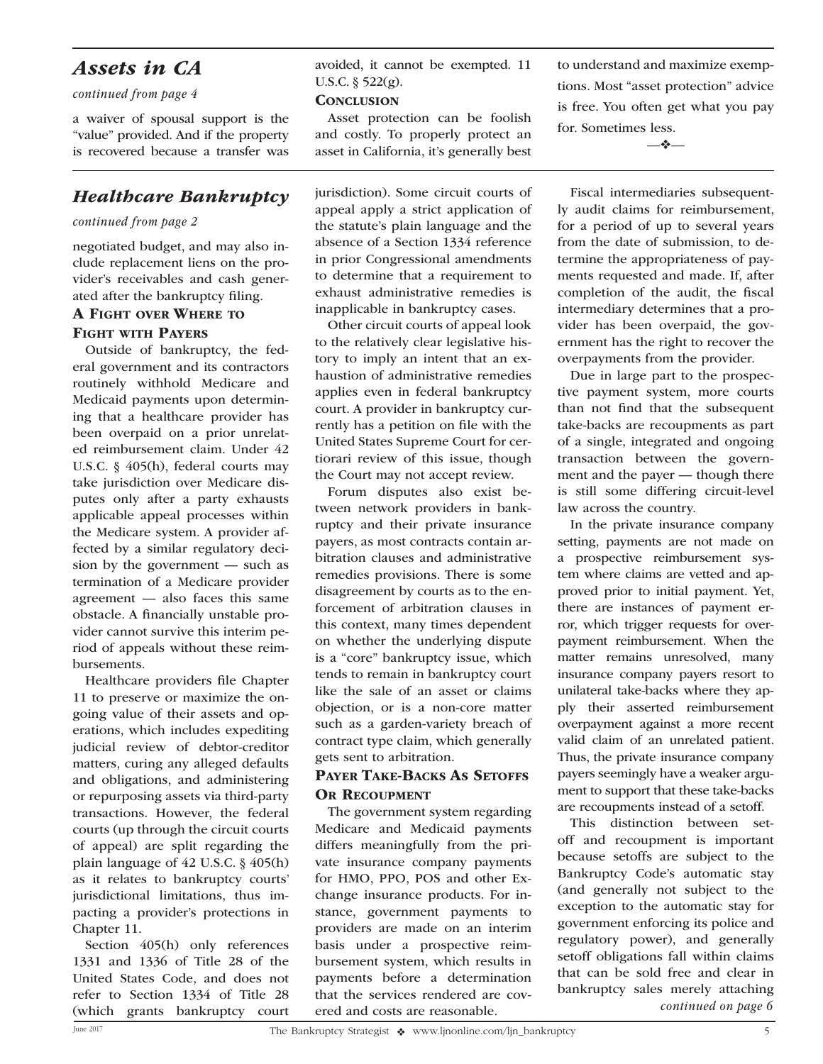## Assets in CA

*continued from page 4*

a waiver of spousal support is the "value" provided. And if the property is recovered because a transfer was avoided, it cannot be exempted. 11 U.S.C. § 522(g).

### Conclusion

Asset protection can be foolish and costly. To properly protect an asset in California, it's generally best to understand and maximize exemptions. Most "asset protection" advice is free. You often get what you pay for. Sometimes less.

—❖—

## Healthcare Bankruptcy

*continued from page 2*

negotiated budget, and may also include replacement liens on the provider's receivables and cash generated after the bankruptcy filing.

### A Fight over Where to Fight with Payers

Outside of bankruptcy, the federal government and its contractors routinely withhold Medicare and Medicaid payments upon determining that a healthcare provider has been overpaid on a prior unrelated reimbursement claim. Under 42 U.S.C. § 405(h), federal courts may take jurisdiction over Medicare disputes only after a party exhausts applicable appeal processes within the Medicare system. A provider affected by a similar regulatory decision by the government — such as termination of a Medicare provider agreement — also faces this same obstacle. A financially unstable provider cannot survive this interim period of appeals without these reimbursements.

Healthcare providers file Chapter 11 to preserve or maximize the ongoing value of their assets and operations, which includes expediting judicial review of debtor-creditor matters, curing any alleged defaults and obligations, and administering or repurposing assets via third-party transactions. However, the federal courts (up through the circuit courts of appeal) are split regarding the plain language of 42 U.S.C. § 405(h) as it relates to bankruptcy courts' jurisdictional limitations, thus impacting a provider's protections in Chapter 11.

Section 405(h) only references 1331 and 1336 of Title 28 of the United States Code, and does not refer to Section 1334 of Title 28 (which grants bankruptcy court jurisdiction). Some circuit courts of appeal apply a strict application of the statute's plain language and the absence of a Section 1334 reference in prior Congressional amendments to determine that a requirement to exhaust administrative remedies is inapplicable in bankruptcy cases.

Other circuit courts of appeal look to the relatively clear legislative history to imply an intent that an exhaustion of administrative remedies applies even in federal bankruptcy court. A provider in bankruptcy currently has a petition on file with the United States Supreme Court for certiorari review of this issue, though the Court may not accept review.

Forum disputes also exist between network providers in bankruptcy and their private insurance payers, as most contracts contain arbitration clauses and administrative remedies provisions. There is some disagreement by courts as to the enforcement of arbitration clauses in this context, many times dependent on whether the underlying dispute is a "core" bankruptcy issue, which tends to remain in bankruptcy court like the sale of an asset or claims objection, or is a non-core matter such as a garden-variety breach of contract type claim, which generally gets sent to arbitration.

### Payer Take-Backs As Setoffs Or Recoupment

The government system regarding Medicare and Medicaid payments differs meaningfully from the private insurance company payments for HMO, PPO, POS and other Exchange insurance products. For instance, government payments to providers are made on an interim basis under a prospective reimbursement system, which results in payments before a determination that the services rendered are covered and costs are reasonable.

Fiscal intermediaries subsequently audit claims for reimbursement, for a period of up to several years from the date of submission, to determine the appropriateness of payments requested and made. If, after completion of the audit, the fiscal intermediary determines that a provider has been overpaid, the government has the right to recover the overpayments from the provider.

Due in large part to the prospective payment system, more courts than not find that the subsequent take-backs are recoupments as part of a single, integrated and ongoing transaction between the government and the payer — though there is still some differing circuit-level law across the country.

In the private insurance company setting, payments are not made on a prospective reimbursement system where claims are vetted and approved prior to initial payment. Yet, there are instances of payment error, which trigger requests for overpayment reimbursement. When the matter remains unresolved, many insurance company payers resort to unilateral take-backs where they apply their asserted reimbursement overpayment against a more recent valid claim of an unrelated patient. Thus, the private insurance company payers seemingly have a weaker argument to support that these take-backs are recoupments instead of a setoff.

This distinction between setoff and recoupment is important because setoffs are subject to the Bankruptcy Code's automatic stay (and generally not subject to the exception to the automatic stay for government enforcing its police and regulatory power), and generally setoff obligations fall within claims that can be sold free and clear in bankruptcy sales merely attaching

*continued on page 6*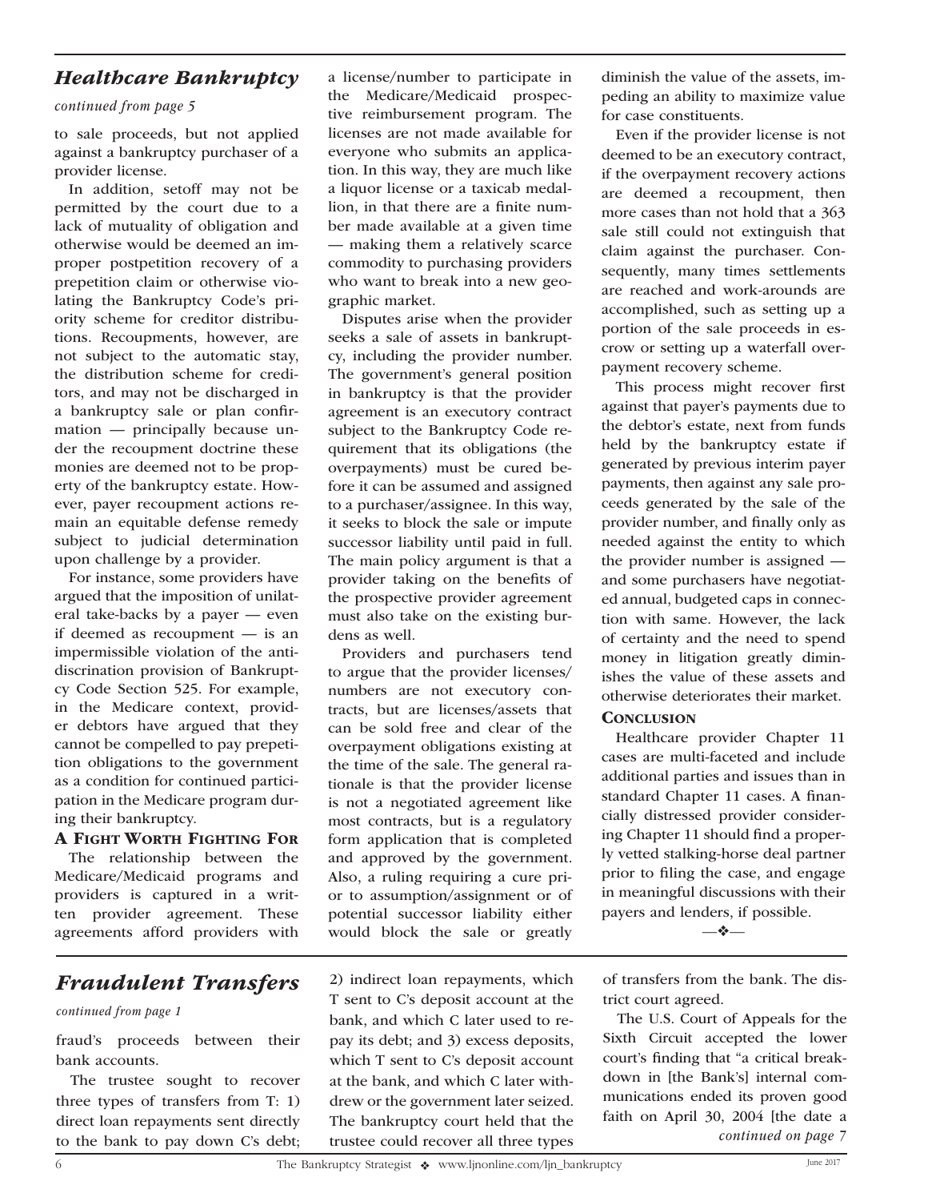## *Healthcare Bankruptcy*

*continued from page 5*

to sale proceeds, but not applied against a bankruptcy purchaser of a provider license.

In addition, setoff may not be permitted by the court due to a lack of mutuality of obligation and otherwise would be deemed an improper postpetition recovery of a prepetition claim or otherwise violating the Bankruptcy Code's priority scheme for creditor distributions. Recoupments, however, are not subject to the automatic stay, the distribution scheme for creditors, and may not be discharged in a bankruptcy sale or plan confirmation — principally because under the recoupment doctrine these monies are deemed not to be property of the bankruptcy estate. However, payer recoupment actions remain an equitable defense remedy subject to judicial determination upon challenge by a provider.

For instance, some providers have argued that the imposition of unilateral take-backs by a payer — even if deemed as recoupment — is an impermissible violation of the anti-discrination provision of Bankruptcy Code Section 525. For example, in the Medicare context, provider debtors have argued that they cannot be compelled to pay prepetition obligations to the government as a condition for continued participation in the Medicare program during their bankruptcy.

### A Fight Worth Fighting For

The relationship between the Medicare/Medicaid programs and providers is captured in a written provider agreement. These agreements afford providers with a license/number to participate in the Medicare/Medicaid prospective reimbursement program. The licenses are not made available for everyone who submits an application. In this way, they are much like a liquor license or a taxicab medallion, in that there are a finite number made available at a given time — making them a relatively scarce commodity to purchasing providers who want to break into a new geographic market.

Disputes arise when the provider seeks a sale of assets in bankruptcy, including the provider number. The government's general position in bankruptcy is that the provider agreement is an executory contract subject to the Bankruptcy Code requirement that its obligations (the overpayments) must be cured before it can be assumed and assigned to a purchaser/assignee. In this way, it seeks to block the sale or impute successor liability until paid in full. The main policy argument is that a provider taking on the benefits of the prospective provider agreement must also take on the existing burdens as well.

Providers and purchasers tend to argue that the provider licenses/numbers are not executory contracts, but are licenses/assets that can be sold free and clear of the overpayment obligations existing at the time of the sale. The general rationale is that the provider license is not a negotiated agreement like most contracts, but is a regulatory form application that is completed and approved by the government. Also, a ruling requiring a cure prior to assumption/assignment or of potential successor liability either would block the sale or greatly diminish the value of the assets, impeding an ability to maximize value for case constituents.

Even if the provider license is not deemed to be an executory contract, if the overpayment recovery actions are deemed a recoupment, then more cases than not hold that a 363 sale still could not extinguish that claim against the purchaser. Consequently, many times settlements are reached and work-arounds are accomplished, such as setting up a portion of the sale proceeds in escrow or setting up a waterfall overpayment recovery scheme.

This process might recover first against that payer's payments due to the debtor's estate, next from funds held by the bankruptcy estate if generated by previous interim payer payments, then against any sale proceeds generated by the sale of the provider number, and finally only as needed against the entity to which the provider number is assigned — and some purchasers have negotiated annual, budgeted caps in connection with same. However, the lack of certainty and the need to spend money in litigation greatly diminishes the value of these assets and otherwise deteriorates their market.

### Conclusion

Healthcare provider Chapter 11 cases are multi-faceted and include additional parties and issues than in standard Chapter 11 cases. A financially distressed provider considering Chapter 11 should find a properly vetted stalking-horse deal partner prior to filing the case, and engage in meaningful discussions with their payers and lenders, if possible.

—❖—

## *Fraudulent Transfers*

*continued from page 1*

fraud's proceeds between their bank accounts.

The trustee sought to recover three types of transfers from T: 1) direct loan repayments sent directly to the bank to pay down C's debt; 2) indirect loan repayments, which T sent to C's deposit account at the bank, and which C later used to repay its debt; and 3) excess deposits, which T sent to C's deposit account at the bank, and which C later withdrew or the government later seized. The bankruptcy court held that the trustee could recover all three types of transfers from the bank. The district court agreed.

The U.S. Court of Appeals for the Sixth Circuit accepted the lower court's finding that "a critical breakdown in [the Bank's] internal communications ended its proven good faith on April 30, 2004 [the date a

*continued on page 7*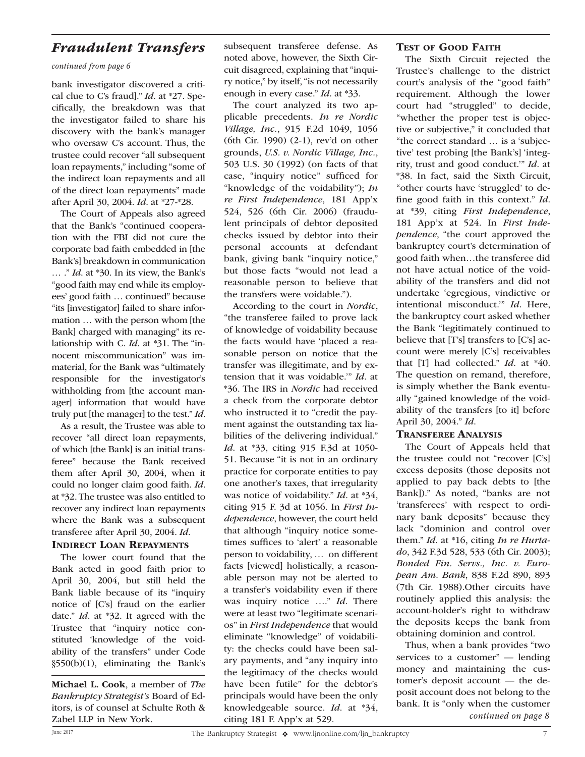## *Fraudulent Transfers*

*continued from page 6*

bank investigator discovered a critical clue to C's fraud]." *Id*. at *27. Specifically, the breakdown was that the investigator failed to share his discovery with the bank's manager who oversaw C's account. Thus, the trustee could recover "all subsequent loan repayments," including "some of the indirect loan repayments and all of the direct loan repayments" made after April 30, 2004. *Id*. at *27-*28.

The Court of Appeals also agreed that the Bank's "continued cooperation with the FBI did not cure the corporate bad faith embedded in [the Bank's] breakdown in communication … ." *Id*. at *30. In its view, the Bank's "good faith may end while its employees' good faith … continued" because "its [investigator] failed to share information … with the person whom [the Bank] charged with managing" its relationship with C. *Id*. at *31. The "innocent miscommunication" was immaterial, for the Bank was "ultimately responsible for the investigator's withholding from [the account manager] information that would have truly put [the manager] to the test." *Id*.

As a result, the Trustee was able to recover "all direct loan repayments, of which [the Bank] is an initial transferee" because the Bank received them after April 30, 2004, when it could no longer claim good faith. *Id*. at *32. The trustee was also entitled to recover any indirect loan repayments where the Bank was a subsequent transferee after April 30, 2004. *Id*.

### Indirect Loan Repayments

The lower court found that the Bank acted in good faith prior to April 30, 2004, but still held the Bank liable because of its "inquiry notice of [C's] fraud on the earlier date." *Id*. at *32. It agreed with the Trustee that "inquiry notice constituted 'knowledge of the voidability of the transfers" under Code §550(b)(1), eliminating the Bank's subsequent transferee defense. As noted above, however, the Sixth Circuit disagreed, explaining that "inquiry notice," by itself, "is not necessarily enough in every case." *Id*. at *33.

The court analyzed its two applicable precedents. *In re Nordic Village, Inc*., 915 F.2d 1049, 1056 (6th Cir. 1990) (2-1), rev'd on other grounds, *U.S. v. Nordic Village, Inc*., 503 U.S. 30 (1992) (on facts of that case, "inquiry notice" sufficed for "knowledge of the voidability"); *In re First Independence*, 181 App'x 524, 526 (6th Cir. 2006) (fraudulent principals of debtor deposited checks issued by debtor into their personal accounts at defendant bank, giving bank "inquiry notice," but those facts "would not lead a reasonable person to believe that the transfers were voidable.").

According to the court in *Nordic*, "the transferee failed to prove lack of knowledge of voidability because the facts would have 'placed a reasonable person on notice that the transfer was illegitimate, and by extension that it was voidable.'" *Id*. at *36. The IRS in *Nordic* had received a check from the corporate debtor who instructed it to "credit the payment against the outstanding tax liabilities of the delivering individual." *Id*. at *33, citing 915 F.3d at 1050-51. Because "it is not in an ordinary practice for corporate entities to pay one another's taxes, that irregularity was notice of voidability." *Id*. at *34, citing 915 F. 3d at 1056. In *First Independence*, however, the court held that although "inquiry notice sometimes suffices to 'alert' a reasonable person to voidability, … on different facts [viewed] holistically, a reasonable person may not be alerted to a transfer's voidability even if there was inquiry notice …." *Id*. There were at least two "legitimate scenarios" in *First Independence* that would eliminate "knowledge" of voidability: the checks could have been salary payments, and "any inquiry into the legitimacy of the checks would have been futile" for the debtor's principals would have been the only knowledgeable source. *Id*. at *34, citing 181 F. App'x at 529.

### Test of Good Faith

The Sixth Circuit rejected the Trustee's challenge to the district court's analysis of the "good faith" requirement. Although the lower court had "struggled" to decide, "whether the proper test is objective or subjective," it concluded that "the correct standard … is a 'subjective' test probing [the Bank's] 'integrity, trust and good conduct.'" *Id*. at *38. In fact, said the Sixth Circuit, "other courts have 'struggled' to define good faith in this context." *Id*. at *39, citing *First Independence*, 181 App'x at 524. In *First Independence*, "the court approved the bankruptcy court's determination of good faith when…the transferee did not have actual notice of the voidability of the transfers and did not undertake 'egregious, vindictive or intentional misconduct.'" *Id*. Here, the bankruptcy court asked whether the Bank "legitimately continued to believe that [T's] transfers to [C's] account were merely [C's] receivables that [T] had collected." *Id*. at *40. The question on remand, therefore, is simply whether the Bank eventually "gained knowledge of the voidability of the transfers [to it] before April 30, 2004." *Id*.

### Transferee Analysis

The Court of Appeals held that the trustee could not "recover [C's] excess deposits (those deposits not applied to pay back debts to [the Bank])." As noted, "banks are not 'transferees' with respect to ordinary bank deposits" because they lack "dominion and control over them." *Id*. at *16, citing *In re Hurtado*, 342 F.3d 528, 533 (6th Cir. 2003); *Bonded Fin. Servs., Inc. v. European Am. Bank*, 838 F.2d 890, 893 (7th Cir. 1988).Other circuits have routinely applied this analysis: the account-holder's right to withdraw the deposits keeps the bank from obtaining dominion and control.

Thus, when a bank provides "two services to a customer" — lending money and maintaining the customer's deposit account — the deposit account does not belong to the bank. It is "only when the customer

*continued on page 8*

---

**Michael L. Cook**, a member of *The Bankruptcy Strategist's* Board of Editors, is of counsel at Schulte Roth & Zabel LLP in New York.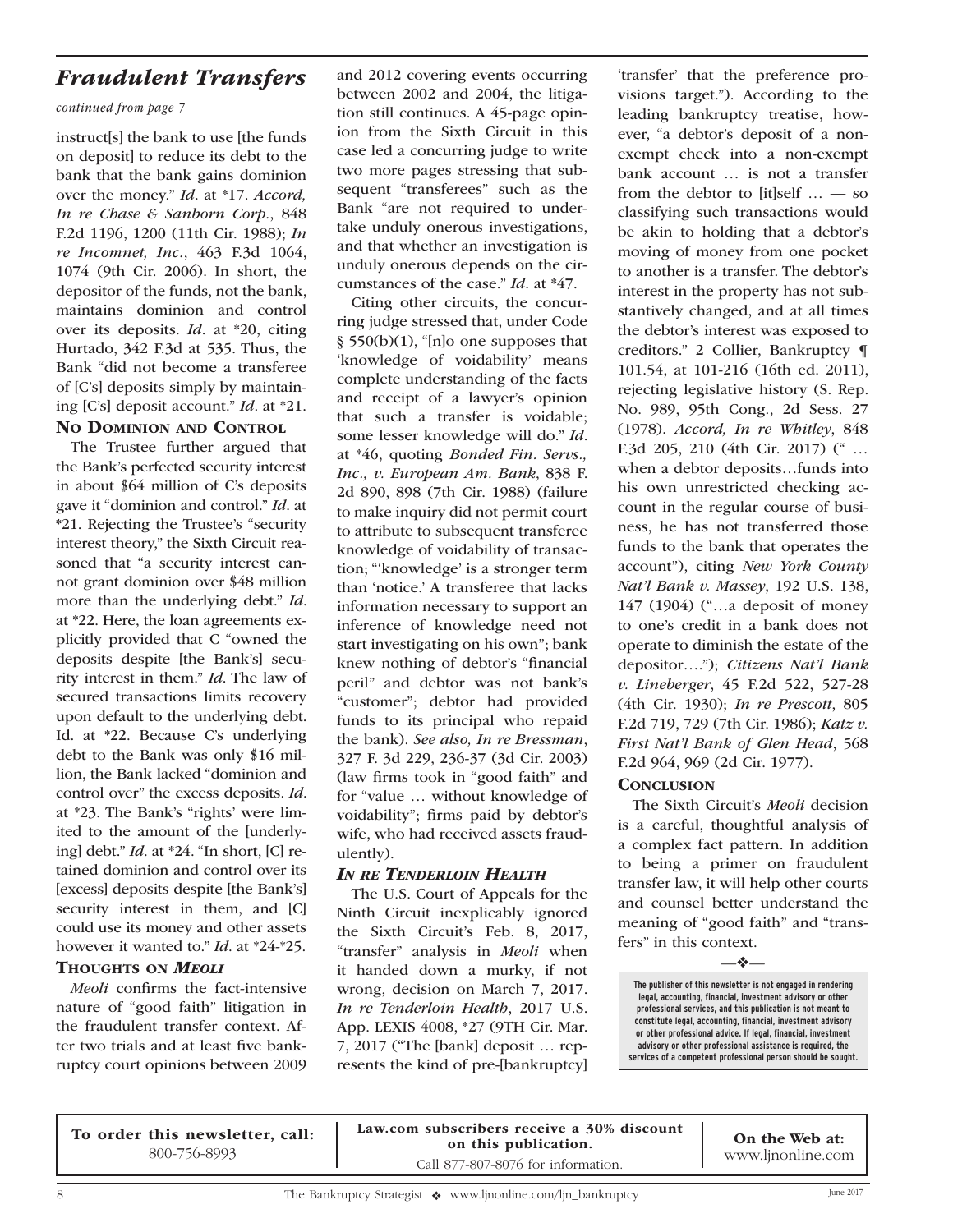## *Fraudulent Transfers*

*continued from page 7*

instruct[s] the bank to use [the funds on deposit] to reduce its debt to the bank that the bank gains dominion over the money." *Id*. at *17. *Accord, In re Chase & Sanborn Corp*., 848 F.2d 1196, 1200 (11th Cir. 1988); *In re Incomnet, Inc*., 463 F.3d 1064, 1074 (9th Cir. 2006). In short, the depositor of the funds, not the bank, maintains dominion and control over its deposits. *Id*. at *20, citing Hurtado, 342 F.3d at 535. Thus, the Bank "did not become a transferee of [C's] deposits simply by maintaining [C's] deposit account." *Id*. at *21.

### No Dominion and Control

The Trustee further argued that the Bank's perfected security interest in about $64 million of C's deposits gave it "dominion and control." *Id*. at *21. Rejecting the Trustee's "security interest theory," the Sixth Circuit reasoned that "a security interest cannot grant dominion over $48 million more than the underlying debt." *Id*. at *22. Here, the loan agreements explicitly provided that C "owned the deposits despite [the Bank's] security interest in them." *Id*. The law of secured transactions limits recovery upon default to the underlying debt. Id. at *22. Because C's underlying debt to the Bank was only $16 million, the Bank lacked "dominion and control over" the excess deposits. *Id*. at *23. The Bank's "rights' were limited to the amount of the [underlying] debt." *Id*. at *24. "In short, [C] retained dominion and control over its [excess] deposits despite [the Bank's] security interest in them, and [C] could use its money and other assets however it wanted to." *Id*. at *24-*25.

### Thoughts on *Meoli*

*Meoli* confirms the fact-intensive nature of "good faith" litigation in the fraudulent transfer context. After two trials and at least five bankruptcy court opinions between 2009 and 2012 covering events occurring between 2002 and 2004, the litigation still continues. A 45-page opinion from the Sixth Circuit in this case led a concurring judge to write two more pages stressing that subsequent "transferees" such as the Bank "are not required to undertake unduly onerous investigations, and that whether an investigation is unduly onerous depends on the circumstances of the case." *Id*. at *47.

Citing other circuits, the concurring judge stressed that, under Code § 550(b)(1), "[n]o one supposes that 'knowledge of voidability' means complete understanding of the facts and receipt of a lawyer's opinion that such a transfer is voidable; some lesser knowledge will do." *Id*. at *46, quoting *Bonded Fin. Servs., Inc., v. European Am. Bank*, 838 F. 2d 890, 898 (7th Cir. 1988) (failure to make inquiry did not permit court to attribute to subsequent transferee knowledge of voidability of transaction; "'knowledge' is a stronger term than 'notice.' A transferee that lacks information necessary to support an inference of knowledge need not start investigating on his own"; bank knew nothing of debtor's "financial peril" and debtor was not bank's "customer"; debtor had provided funds to its principal who repaid the bank). *See also, In re Bressman*, 327 F. 3d 229, 236-37 (3d Cir. 2003) (law firms took in "good faith" and for "value … without knowledge of voidability"; firms paid by debtor's wife, who had received assets fraudulently).

### *In re Tenderloin Health*

The U.S. Court of Appeals for the Ninth Circuit inexplicably ignored the Sixth Circuit's Feb. 8, 2017, "transfer" analysis in *Meoli* when it handed down a murky, if not wrong, decision on March 7, 2017. *In re Tenderloin Health*, 2017 U.S. App. LEXIS 4008, *27 (9TH Cir. Mar. 7, 2017 ("The [bank] deposit … represents the kind of pre-[bankruptcy] 'transfer' that the preference provisions target."). According to the leading bankruptcy treatise, however, "a debtor's deposit of a non-exempt check into a non-exempt bank account … is not a transfer from the debtor to [it]self … — so classifying such transactions would be akin to holding that a debtor's moving of money from one pocket to another is a transfer. The debtor's interest in the property has not substantively changed, and at all times the debtor's interest was exposed to creditors." 2 Collier, Bankruptcy ¶ 101.54, at 101-216 (16th ed. 2011), rejecting legislative history (S. Rep. No. 989, 95th Cong., 2d Sess. 27 (1978). *Accord, In re Whitley*, 848 F.3d 205, 210 (4th Cir. 2017) (" … when a debtor deposits…funds into his own unrestricted checking account in the regular course of business, he has not transferred those funds to the bank that operates the account"), citing *New York County Nat'l Bank v. Massey*, 192 U.S. 138, 147 (1904) ("…a deposit of money to one's credit in a bank does not operate to diminish the estate of the depositor…."); *Citizens Nat'l Bank v. Lineberger*, 45 F.2d 522, 527-28 (4th Cir. 1930); *In re Prescott*, 805 F.2d 719, 729 (7th Cir. 1986); *Katz v. First Nat'l Bank of Glen Head*, 568 F.2d 964, 969 (2d Cir. 1977).

### Conclusion

The Sixth Circuit's *Meoli* decision is a careful, thoughtful analysis of a complex fact pattern. In addition to being a primer on fraudulent transfer law, it will help other courts and counsel better understand the meaning of "good faith" and "transfers" in this context.

—❖—

**The publisher of this newsletter is not engaged in rendering legal, accounting, financial, investment advisory or other professional services, and this publication is not meant to constitute legal, accounting, financial, investment advisory or other professional advice. If legal, financial, investment advisory or other professional assistance is required, the services of a competent professional person should be sought.**

**To order this newsletter, call:**
800-756-8993

**Law.com subscribers receive a 30% discount on this publication.**
Call 877-807-8076 for information.

**On the Web at:**
www.ljnonline.com